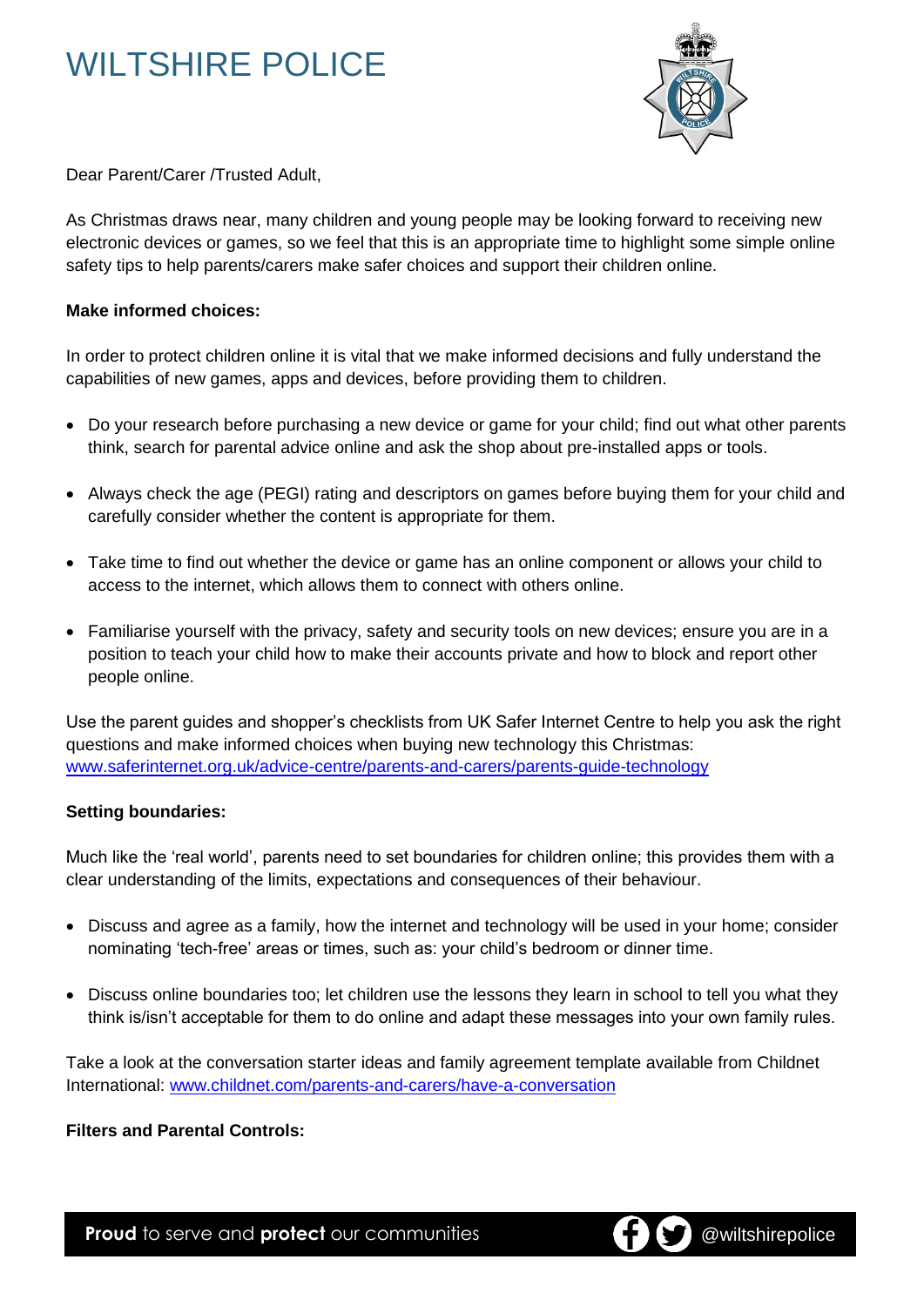# WILTSHIRE POLICE

Dear Parent/Carer /Trusted Adult,

As Christmas draws near, many children and young people may be looking forward to receiving new electronic devices or games, so we feel that this is an appropriate time to highlight some simple online safety tips to help parents/carers make safer choices and support their children online.

**Make informed choices:**

In order to protect children online it is vital that we make informed decisions and fully understand the capabilities of new games, apps and devices, before providing them to children.

- Do your research before purchasing a new device or game for your child; find out what other parents think, search for parental advice online and ask the shop about pre-installed apps or tools.
- Always check the age (PEGI) rating and descriptors on games before buying them for your child and carefully consider whether the content is appropriate for them.
- Take time to find out whether the device or game has an online component or allows your child to access to the internet, which allows them to connect with others online.
- Familiarise yourself with the privacy, safety and security tools on new devices; ensure you are in a position to teach your child how to make their accounts private and how to block and report other people online.

Use the parent guides and shopper's checklists from UK Safer Internet Centre to help you ask the right questions and make informed choices when buying new technology this Christmas: [www.saferinternet.org.uk/advice-centre/parents-and-carers/parents-guide-technology](www.saferinternet.org.uk/advice-centre/parents-and-carers/parents-guide-technology)

**Setting boundaries:**

Much like the 'real world', parents need to set boundaries for children online; this provides them with a clear understanding of the limits, expectations and consequences of their behaviour.

- Discuss and agree as a family, how the internet and technology will be used in your home; consider nominating 'tech-free' areas or times, such as: your child's bedroom or dinner time.
- Discuss online boundaries too; let children use the lessons they learn in school to tell you what they think is/isn't acceptable for them to do online and adapt these messages into your own family rules.

Take a look at the conversation starter ideas and family agreement template available from Childnet International: [www.childnet.com/parents-and-carers/have-a-conversation](www.childnet.com/parents-and-carers/have-a-conversation)

**Filters and Parental Controls:**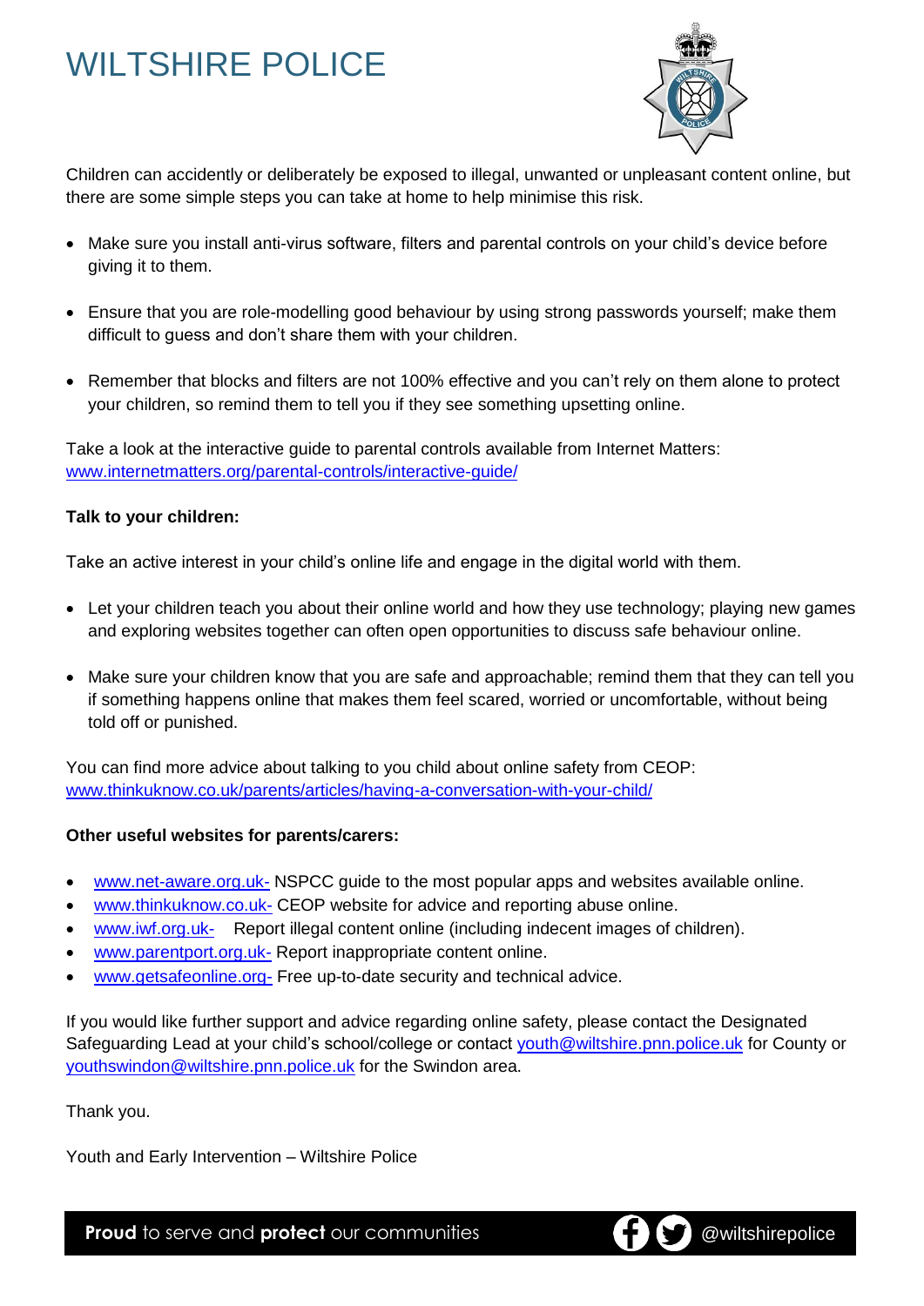# WILTSHIRE POLICE

Children can accidently or deliberately be exposed to illegal, unwanted or unpleasant content online, but there are some simple steps you can take at home to help minimise this risk.

- Make sure you install anti-virus software, filters and parental controls on your child's device before giving it to them.
- Ensure that you are role-modelling good behaviour by using strong passwords yourself; make them difficult to guess and don't share them with your children.
- Remember that blocks and filters are not 100% effective and you can't rely on them alone to protect your children, so remind them to tell you if they see something upsetting online.

Take a look at the interactive guide to parental controls available from Internet Matters: www.internetmatters.org/parental-controls/interactive-guide/

**Talk to your children:**

Take an active interest in your child's online life and engage in the digital world with them.

- Let your children teach you about their online world and how they use technology; playing new games and exploring websites together can often open opportunities to discuss safe behaviour online.
- Make sure your children know that you are safe and approachable; remind them that they can tell you if something happens online that makes them feel scared, worried or uncomfortable, without being told off or punished.

You can find more advice about talking to you child about online safety from CEOP: www.thinkuknow.co.uk/parents/articles/having-a-conversation-with-your-child/

**Other useful websites for parents/carers:**

- www.net-aware.org.uk- NSPCC guide to the most popular apps and websites available online.
- www.thinkuknow.co.uk- CEOP website for advice and reporting abuse online.
- www.iwf.org.uk- Report illegal content online (including indecent images of children).
- www.parentport.org.uk- Report inappropriate content online.
- www.getsafeonline.org- Free up-to-date security and technical advice.

If you would like further support and advice regarding online safety, please contact the Designated Safeguarding Lead at your child's school/college or contact youth@wiltshire.pnn.police.uk for County or youthswindon@wiltshire.pnn.police.uk for the Swindon area.

Thank you.

Youth and Early Intervention – Wiltshire Police

**Proud** to serve and **protect** our communities @wiltshirepolice